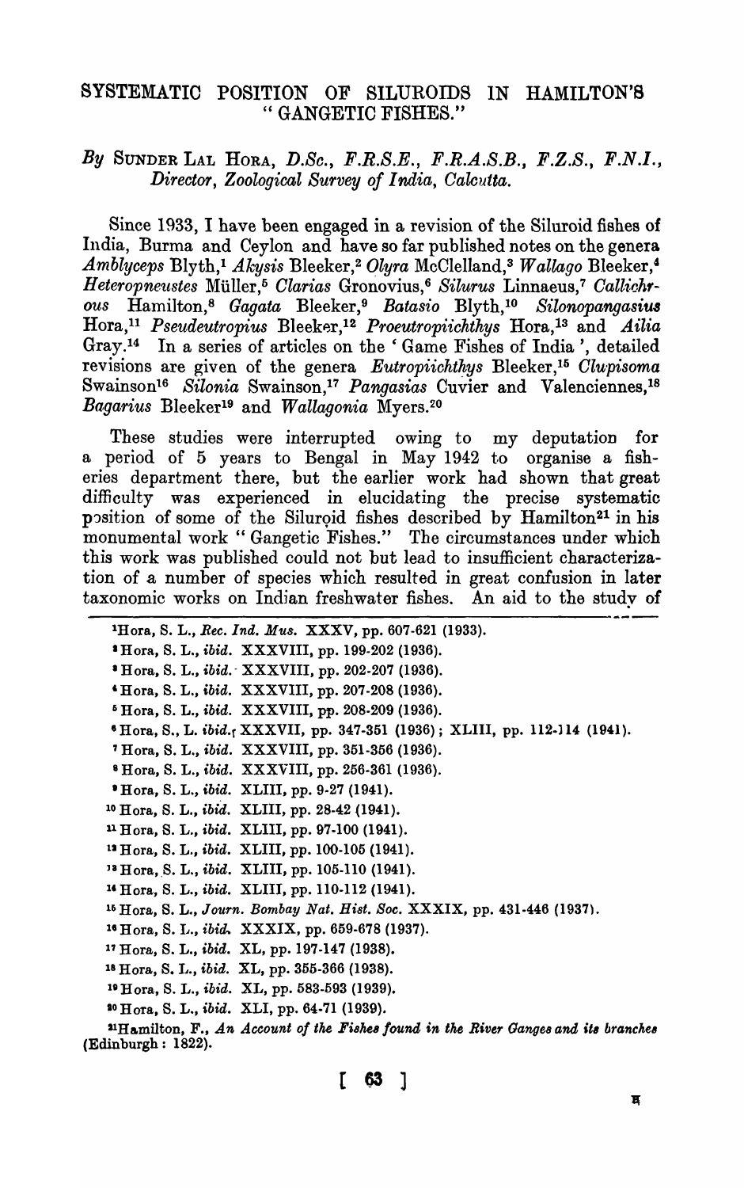# SYSTEMATIC POSITION OF SILUROIDS IN HAMILTON'S "GANGETIC FISHES."

*By* SUNDER LAL HORA, *D.Sc., F.R.S.E., F.R.A.S.B., F.Z.S., F.N.I., Director, Zoological Survey of India, Calcutta.*

Since 1933, I have been engaged in a revision of the Siluroid fishes of India, Burma and Ceylon and have so far published notes on the genera *Amblyceps* Blyth,[1] *Akysis* Bleeker,[2] *Olyra* McClelland,[3] *Wallago* Bleeker,[4] *Heteropneustes* Müller,[5] *Clarias* Gronovius,[6] *Silurus* Linnaeus,[7] *Callichrous* Hamilton,[8] *Gagata* Bleeker,[9] *Batasio* Blyth,[10] *Silonopangasius* Hora,[11] *Pseudeutropius* Bleeker,[12] *Proeutropiichthys* Hora,[13] and *Ailia* Gray.[14] In a series of articles on the 'Game Fishes of India', detailed revisions are given of the genera *Eutropiichthys* Bleeker,[15] *Clupisoma* Swainson[16] *Silonia* Swainson,[17] *Pangasias* Cuvier and Valenciennes,[18] *Bagarius* Bleeker[19] and *Wallagonia* Myers.[20]

These studies were interrupted owing to my deputation for a period of 5 years to Bengal in May 1942 to organise a fisheries department there, but the earlier work had shown that great difficulty was experienced in elucidating the precise systematic position of some of the Siluroid fishes described by Hamilton[21] in his monumental work "Gangetic Fishes." The circumstances under which this work was published could not but lead to insufficient characterization of a number of species which resulted in great confusion in later taxonomic works on Indian freshwater fishes. An aid to the study of

---

[1] Hora, S. L., *Rec. Ind. Mus.* XXXV, pp. 607-621 (1933).

[2] Hora, S. L., *ibid.* XXXVIII, pp. 199-202 (1936).

[3] Hora, S. L., *ibid.* XXXVIII, pp. 202-207 (1936).

[4] Hora, S. L., *ibid.* XXXVIII, pp. 207-208 (1936).

[5] Hora, S. L., *ibid.* XXXVIII, pp. 208-209 (1936).

[6] Hora, S., L. *ibid.* XXXVII, pp. 347-351 (1936); XLIII, pp. 112-114 (1941).

[7] Hora, S. L., *ibid.* XXXVIII, pp. 351-356 (1936).

[8] Hora, S. L., *ibid.* XXXVIII, pp. 256-361 (1936).

[9] Hora, S. L., *ibid.* XLIII, pp. 9-27 (1941).

[10] Hora, S. L., *ibid.* XLIII, pp. 28-42 (1941).

[11] Hora, S. L., *ibid.* XLIII, pp. 97-100 (1941).

[12] Hora, S. L., *ibid.* XLIII, pp. 100-105 (1941).

[13] Hora, S. L., *ibid.* XLIII, pp. 105-110 (1941).

[14] Hora, S. L., *ibid.* XLIII, pp. 110-112 (1941).

[15] Hora, S. L., *Journ. Bombay Nat. Hist. Soc.* XXXIX, pp. 431-446 (1937).

[16] Hora, S. L., *ibid.* XXXIX, pp. 659-678 (1937).

[17] Hora, S. L., *ibid.* XL, pp. 197-147 (1938).

[18] Hora, S. L., *ibid.* XL, pp. 355-366 (1938).

[19] Hora, S. L., *ibid.* XL, pp. 583-593 (1939).

[20] Hora, S. L., *ibid.* XLI, pp. 64-71 (1939).

[21] Hamilton, F., *An Account of the Fishes found in the River Ganges and its branches* (Edinburgh: 1822).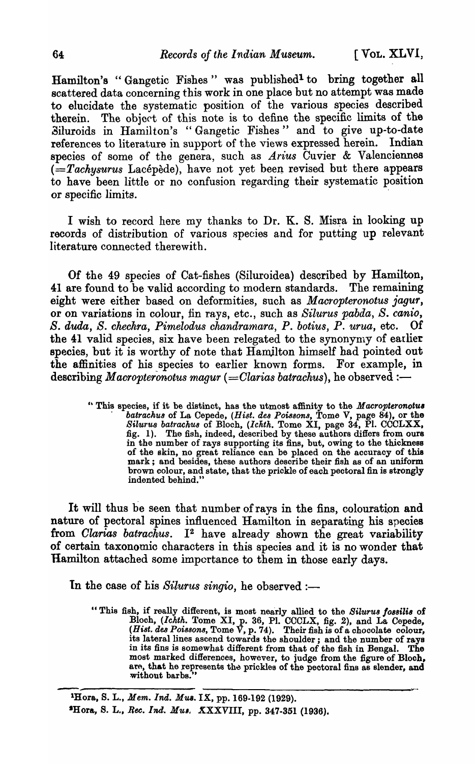Hamilton's "Gangetic Fishes" was published[1] to bring together all scattered data concerning this work in one place but no attempt was made to elucidate the systematic position of the various species described therein. The object of this note is to define the specific limits of the Siluroids in Hamilton's "Gangetic Fishes" and to give up-to-date references to literature in support of the views expressed herein. Indian species of some of the genera, such as *Arius* Cuvier & Valenciennes (=*Tachysurus* Lacépède), have not yet been revised but there appears to have been little or no confusion regarding their systematic position or specific limits.

I wish to record here my thanks to Dr. K. S. Misra in looking up records of distribution of various species and for putting up relevant literature connected therewith.

Of the 49 species of Cat-fishes (Siluroidea) described by Hamilton, 41 are found to be valid according to modern standards. The remaining eight were either based on deformities, such as *Macropteronotus jagur*, or on variations in colour, fin rays, etc., such as *Silurus pabda*, *S. canio*, *S. duda*, *S. chechra*, *Pimelodus chandramara*, *P. botius*, *P. urua*, etc. Of the 41 valid species, six have been relegated to the synonymy of earlier species, but it is worthy of note that Hamilton himself had pointed out the affinities of his species to earlier known forms. For example, in describing *Macropteronotus magur* (=*Clarias batrachus*), he observed :—

> "This species, if it be distinct, has the utmost affinity to the *Macropteronotus batrachus* of La Cepede, (*Hist. des Poissons*, Tome V, page 84), or the *Silurus batrachus* of Bloch, (*Ichth.* Tome XI, page 34, Pl. CCCLXX, fig. 1). The fish, indeed, described by these authors differs from ours in the number of rays supporting its fins, but, owing to the thickness of the skin, no great reliance can be placed on the accuracy of this mark; and besides, these authors describe their fish as of an uniform brown colour, and state, that the prickle of each pectoral fin is strongly indented behind."

It will thus be seen that number of rays in the fins, colouration and nature of pectoral spines influenced Hamilton in separating his species from *Clarias batrachus*. I[2] have already shown the great variability of certain taxonomic characters in this species and it is no wonder that Hamilton attached some importance to them in those early days.

In the case of his *Silurus singio*, he observed :—

> "This fish, if really different, is most nearly allied to the *Silurus fossilis* of Bloch, (*Ichth.* Tome XI, p. 36, Pl. CCCLX, fig. 2), and La Cepede, (*Hist. des Poissons*, Tome V, p. 74). Their fish is of a chocolate colour, its lateral lines ascend towards the shoulder; and the number of rays in its fins is somewhat different from that of the fish in Bengal. The most marked differences, however, to judge from the figure of Bloch, are, that he represents the prickles of the pectoral fins as slender, and without barbs."

---

[1] Hora, S. L., *Mem. Ind. Mus.* IX, pp. 169-192 (1929).

[2] Hora, S. L., *Rec. Ind. Mus.* XXXVIII, pp. 347-351 (1936).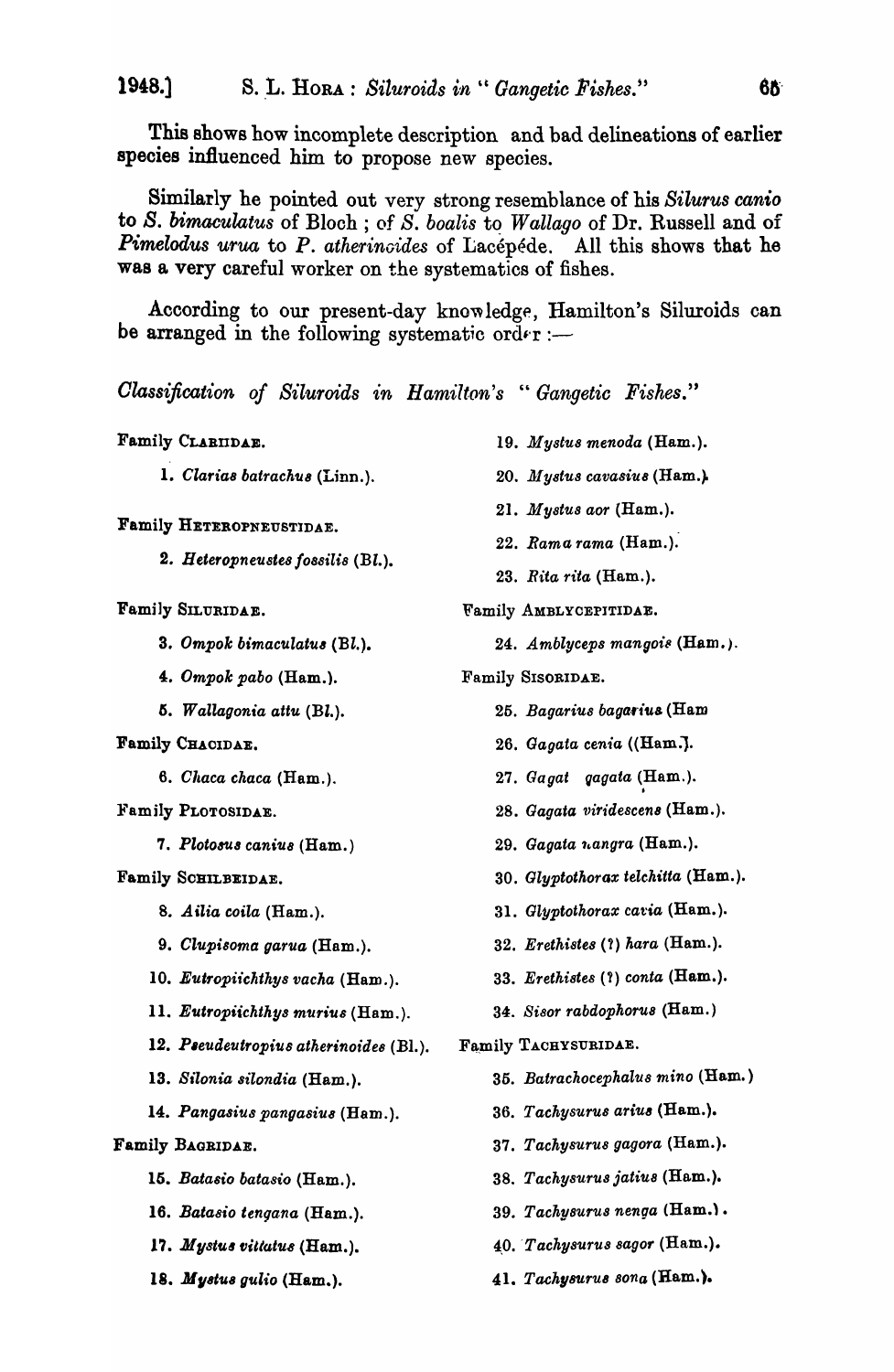This shows how incomplete description and bad delineations of earlier species influenced him to propose new species.

Similarly he pointed out very strong resemblance of his *Silurus canio* to *S. bimaculatus* of Bloch; of *S. boalis* to *Wallago* of Dr. Russell and of *Pimelodus urua* to *P. atherinoides* of Lacépède. All this shows that he was a very careful worker on the systematics of fishes.

According to our present-day knowledge, Hamilton's Siluroids can be arranged in the following systematic order:—

*Classification of Siluroids in Hamilton's "Gangetic Fishes."*

Family CLARIIDAE.

1. *Clarias batrachus* (Linn.).

Family HETEROPNEUSTIDAE.

2. *Heteropneustes fossilis* (Bl.).

Family SILURIDAE.

3. *Ompok bimaculatus* (Bl.).
4. *Ompok pabo* (Ham.).
5. *Wallagonia attu* (Bl.).

Family CHACIDAE.

6. *Chaca chaca* (Ham.).

Family PLOTOSIDAE.

7. *Plotosus canius* (Ham.)

Family SCHILBEIDAE.

8. *Ailia coila* (Ham.).
9. *Clupisoma garua* (Ham.).
10. *Eutropiichthys vacha* (Ham.).
11. *Eutropiichthys murius* (Ham.).
12. *Pseudeutropius atherinoides* (Bl.).
13. *Silonia silondia* (Ham.).
14. *Pangasius pangasius* (Ham.).

Family BAGRIDAE.

15. *Batasio batasio* (Ham.).
16. *Batasio tengana* (Ham.).
17. *Mystus vittatus* (Ham.).
18. *Mystus gulio* (Ham.).
19. *Mystus menoda* (Ham.).
20. *Mystus cavasius* (Ham.).
21. *Mystus aor* (Ham.).
22. *Rama rama* (Ham.).
23. *Rita rita* (Ham.).

Family AMBLYCEPITIDAE.

24. *Amblyceps mangois* (Ham.).

Family SISORIDAE.

25. *Bagarius bagarius* (Ham
26. *Gagata cenia* ((Ham.).
27. *Gagata gagata* (Ham.).
28. *Gagata viridescens* (Ham.).
29. *Gagata nangra* (Ham.).
30. *Glyptothorax telchitta* (Ham.).
31. *Glyptothorax cavia* (Ham.).
32. *Erethistes* (?) *hara* (Ham.).
33. *Erethistes* (?) *conta* (Ham.).
34. *Sisor rabdophorus* (Ham.)

Family TACHYSURIDAE.

35. *Batrachocephalus mino* (Ham.)
36. *Tachysurus arius* (Ham.).
37. *Tachysurus gagora* (Ham.).
38. *Tachysurus jatius* (Ham.).
39. *Tachysurus nenga* (Ham.).
40. *Tachysurus sagor* (Ham.).
41. *Tachysurus sona* (Ham.).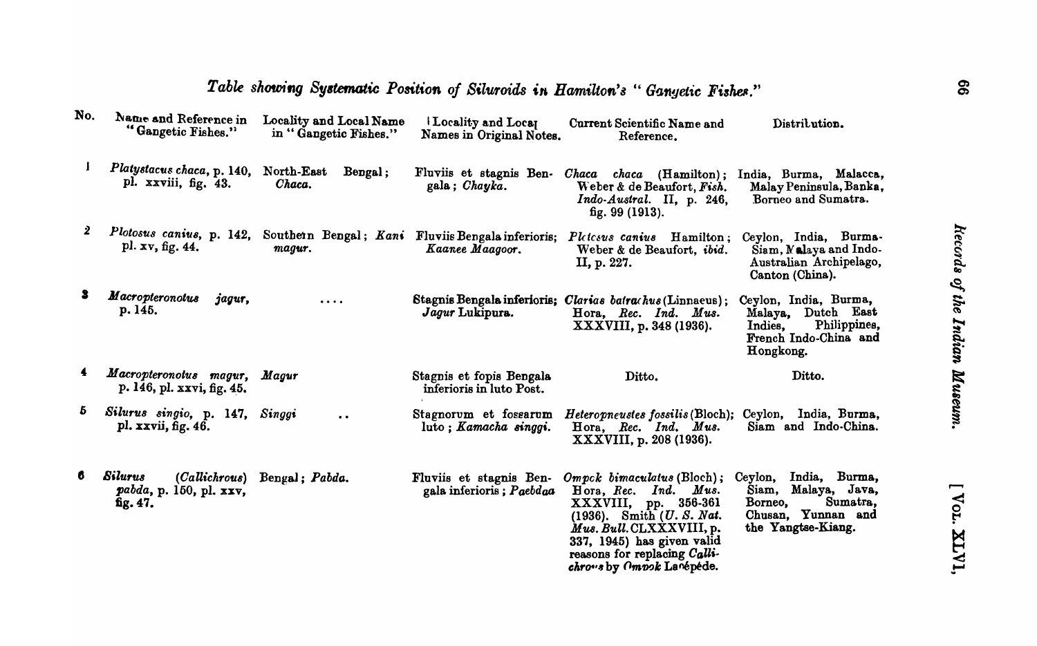## *Table showing Systematic Position of Siluroids in Hamilton's "Gangetic Fishes."*

| No. | Name and Reference in "Gangetic Fishes." | Locality and Local Name in "Gangetic Fishes." | Locality and Local Names in Original Notes. | Current Scientific Name and Reference. | Distribution. |
|---|---|---|---|---|---|
| 1 | *Platystacus chaca*, p. 140, pl. xxviii, fig. 43. | North-East Bengal; *Chaca.* | Fluviis et stagnis Bengala; *Chayka.* | *Chaca chaca* (Hamilton); Weber & de Beaufort, *Fish. Indo-Austral.* II, p. 246, fig. 99 (1913). | India, Burma, Malacca, Malay Peninsula, Banka, Borneo and Sumatra. |
| 2 | *Plotosus canius*, p. 142, pl. xv, fig. 44. | Southern Bengal; *Kani magur.* | Fluviis Bengala inferioris; *Kaanee Maagoor.* | *Plotosus canius* Hamilton; Weber & de Beaufort, *ibid.* II, p. 227. | Ceylon, India, Burma-Siam, Malaya and Indo-Australian Archipelago, Canton (China). |
| 3 | *Macropteronotus jagur*, p. 145. | .... | Stagnis Bengala inferioris; *Jagur* Lukipura. | *Clarias batrachus* (Linnaeus); Hora, *Rec. Ind. Mus.* XXXVIII, p. 348 (1936). | Ceylon, India, Burma, Malaya, Dutch East Indies, Philippines, French Indo-China and Hongkong. |
| 4 | *Macropteronotus magur*, p. 146, pl. xxvi, fig. 45. | *Magur* | Stagnis et fopis Bengala inferioris in luto Post. | Ditto. | Ditto. |
| 5 | *Silurus singio*, p. 147, pl. xxvii, fig. 46. | *Singgi* .. | Stagnorum et fossarum luto; *Kamacha singgi.* | *Heteropneustes fossilis* (Bloch); Hora, *Rec. Ind. Mus.* XXXVIII, p. 208 (1936). | Ceylon, India, Burma, Siam and Indo-China. |
| 6 | *Silurus* (*Callichrous*) *pabda*, p. 150, pl. xxv, fig. 47. | Bengal; *Pabda.* | Fluviis et stagnis Bengala inferioris; *Paebdaa* | *Ompok bimaculatus* (Bloch); Hora, *Rec. Ind. Mus.* XXXVIII, pp. 356-361 (1936). Smith (*U. S. Nat. Mus. Bull.* CLXXXVIII, p. 337, 1945) has given valid reasons for replacing *Callichrous* by *Ompok* Lacépède. | Ceylon, India, Burma, Siam, Malaya, Java, Borneo, Sumatra, Chusan, Yunnan and the Yangtse-Kiang. |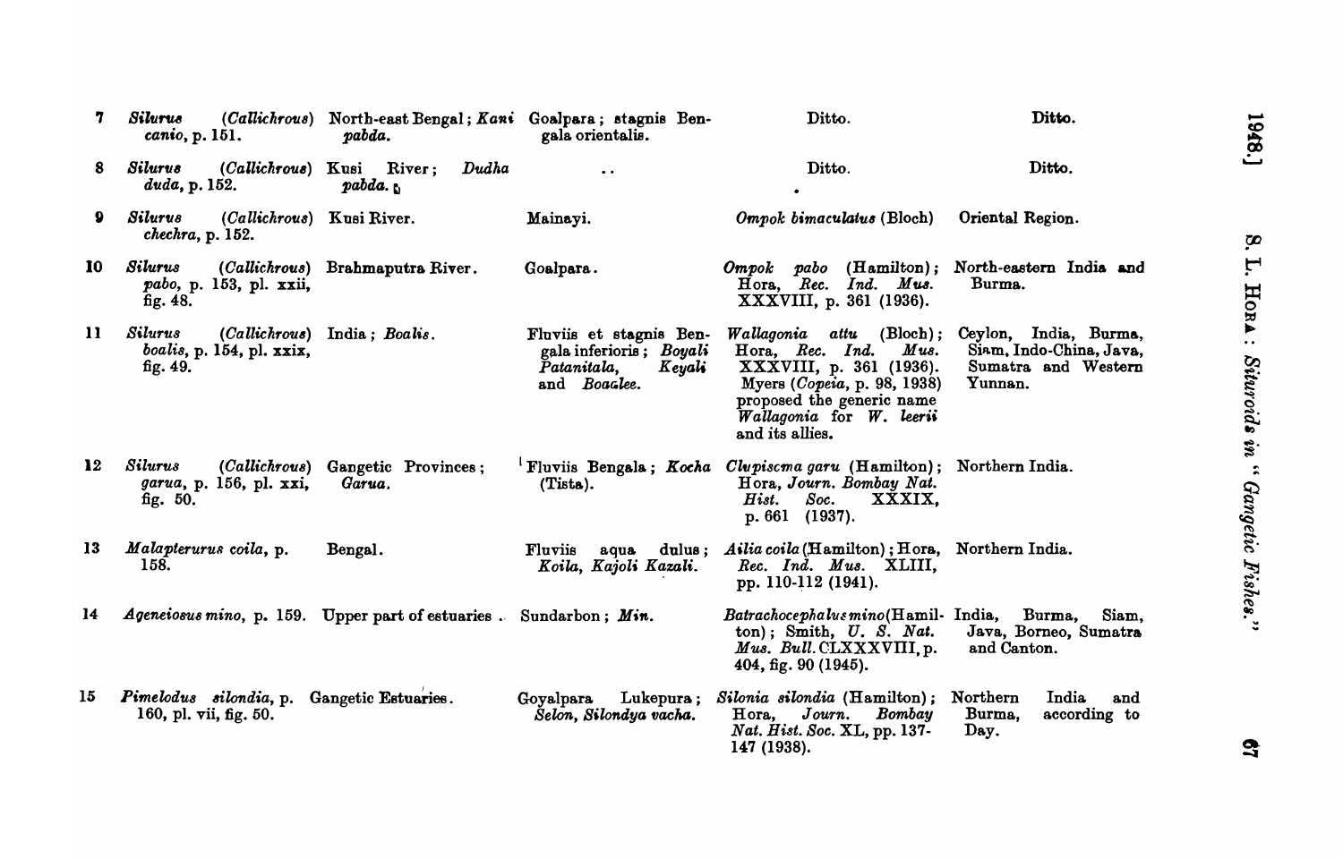| | | | | | |
|---|---|---|---|---|---|
| 7 | *Silurus* (*Callichrous*) *canio*, p. 151. | North-east Bengal; *Kani pabda.* | Goalpara; stagnis Bengala orientalis. | Ditto. | Ditto. |
| 8 | *Silurus* (*Callichrous*) *duda*, p. 152. | Kusi River; *Dudha pabda.* | .. | Ditto. | Ditto. |
| 9 | *Silurus* (*Callichrous*) *chechra*, p. 152. | Kusi River. | Mainayi. | *Ompok bimaculatus* (Bloch) | Oriental Region. |
| 10 | *Silurus* (*Callichrous*) *pabo*, p. 153, pl. xxii, fig. 48. | Brahmaputra River. | Goalpara. | *Ompok pabo* (Hamilton); Hora, *Rec. Ind. Mus.* XXXVIII, p. 361 (1936). | North-eastern India and Burma. |
| 11 | *Silurus* (*Callichrous*) *boalis*, p. 154, pl. xxix, fig. 49. | India; *Boalis.* | Fluviis et stagnis Bengala inferioris; *Boyali Patanitala, Keyali* and *Boaalee.* | *Wallagonia attu* (Bloch); Hora, *Rec. Ind. Mus.* XXXVIII, p. 361 (1936). Myers (*Copeia*, p. 98, 1938) proposed the generic name *Wallagonia* for *W. leerii* and its allies. | Ceylon, India, Burma, Siam, Indo-China, Java, Sumatra and Western Yunnan. |
| 12 | *Silurus* (*Callichrous*) *garua*, p. 156, pl. xxi, fig. 50. | Gangetic Provinces; *Garua.* | Fluviis Bengala; *Kocha* (Tista). | *Clupiscma garu* (Hamilton); Hora, *Journ. Bombay Nat. Hist. Soc.* XXXIX, p. 661 (1937). | Northern India. |
| 13 | *Malapterurus coila*, p. 158. | Bengal. | Fluviis aqua dulus; *Koila, Kajoli Kazali.* | *Ailia coila* (Hamilton); Hora, *Rec. Ind. Mus.* XLIII, pp. 110-112 (1941). | Northern India. |
| 14 | *Ageneiosus mino*, p. 159. | Upper part of estuaries .. | Sundarbon; *Min.* | *Batrachocephalus mino* (Hamilton); Smith, *U. S. Nat. Mus. Bull.* CLXXXVIII, p. 404, fig. 90 (1945). | India, Burma, Siam, Java, Borneo, Sumatra and Canton. |
| 15 | *Pimelodus silondia*, p. 160, pl. vii, fig. 50. | Gangetic Estuaries. | Goyalpara Lukepura; *Selon, Silondya vacha.* | *Silonia silondia* (Hamilton); Hora, *Journ. Bombay Nat. Hist. Soc.* XL, pp. 137-147 (1938). | Northern India and Burma, according to Day. |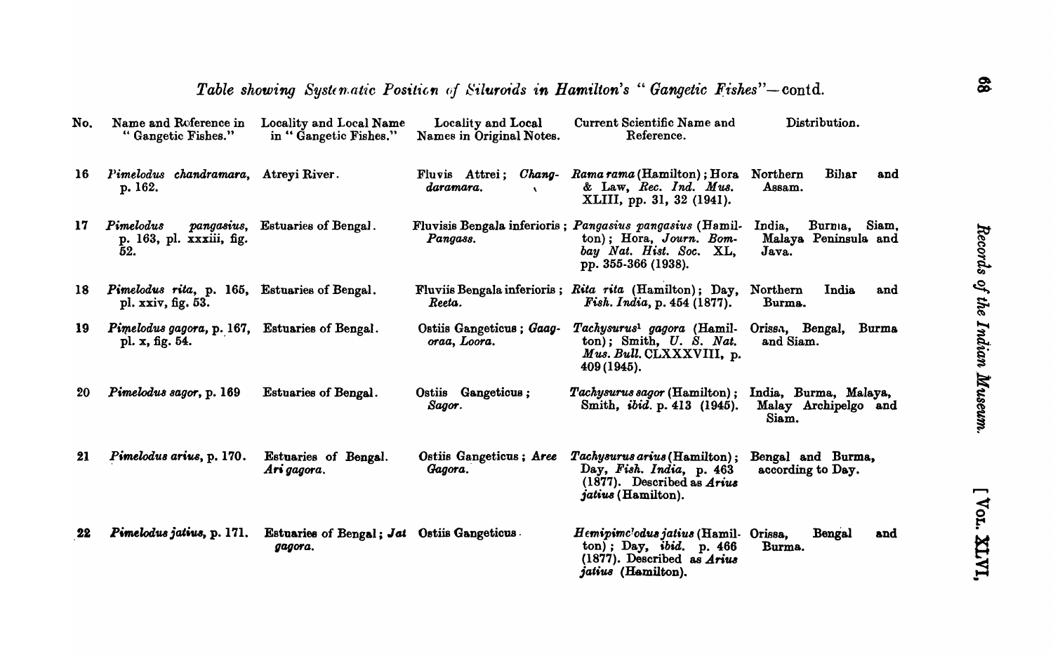*Table showing Systematic Position of Siluroids in Hamilton's "Gangetic Fishes"*—contd.

| No. | Name and Reference in "Gangetic Fishes." | Locality and Local Name in "Gangetic Fishes." | Locality and Local Names in Original Notes. | Current Scientific Name and Reference. | Distribution. |
|---|---|---|---|---|---|
| 16 | *Pimelodus chandramara*, p. 162. | Atreyi River. | Fluvis Attrei; *Chang-daramara.* | *Rama rama* (Hamilton); Hora & Law, *Rec. Ind. Mus.* XLIII, pp. 31, 32 (1941). | Northern Bihar and Assam. |
| 17 | *Pimelodus pangasius*, p. 163, pl. xxxiii, fig. 52. | Estuaries of Bengal. | Fluvisis Bengala inferioris; *Pangass.* | *Pangasius pangasius* (Hamilton); Hora, *Journ. Bombay Nat. Hist. Soc.* XL, pp. 355-366 (1938). | India, Burma, Siam, Malaya Peninsula and Java. |
| 18 | *Pimelodus rita*, p. 165, pl. xxiv, fig. 53. | Estuaries of Bengal. | Fluviis Bengala inferioris; *Reeta.* | *Rita rita* (Hamilton); Day, *Fish. India*, p. 454 (1877). | Northern India and Burma. |
| 19 | *Pimelodus gagora*, p. 167, pl. x, fig. 54. | Estuaries of Bengal. | Ostiis Gangeticus; *Gaagoraa, Loora.* | *Tachysurus*[1] *gagora* (Hamilton); Smith, *U. S. Nat. Mus. Bull.* CLXXXVIII, p. 409 (1945). | Orissa, Bengal, Burma and Siam. |
| 20 | *Pimelodus sagor*, p. 169 | Estuaries of Bengal. | Ostiis Gangeticus; *Sagor.* | *Tachysurus sagor* (Hamilton); Smith, *ibid.* p. 413 (1945). | India, Burma, Malaya, Malay Archipelgo and Siam. |
| 21 | *Pimelodus arius*, p. 170. | Estuaries of Bengal. *Ari gagora.* | Ostiis Gangeticus; *Aree Gagora.* | *Tachysurus arius* (Hamilton); Day, *Fish. India*, p. 463 (1877). Described as *Arius jatius* (Hamilton). | Bengal and Burma, according to Day. |
| 22 | *Pimelodus jatius*, p. 171. | Estuaries of Bengal; *Jat gagora.* | Ostiis Gangeticus. | *Hemipimelodus jatius* (Hamilton); Day, *ibid.* p. 466 (1877). Described as *Arius jatius* (Hamilton). | Orissa, Bengal and Burma. |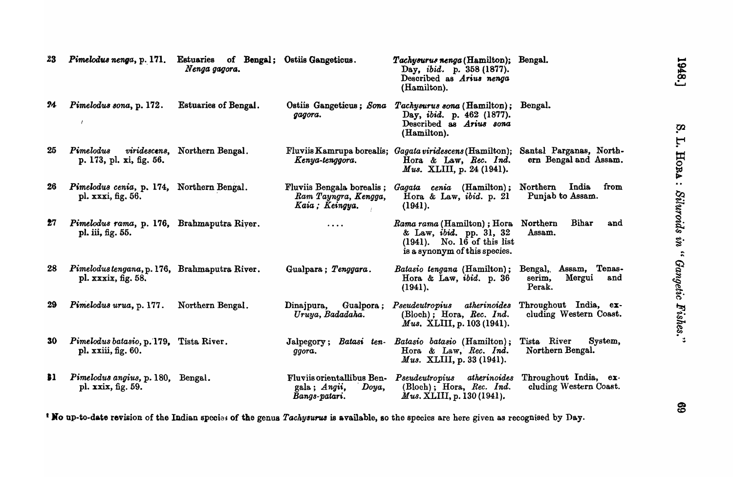| 23 | *Pimelodus nenga*, p. 171. | Estuaries of Bengal; *Nenga gagora.* | Ostiis Gangeticus. | *Tachysurus nenga* (Hamilton); Day, *ibid.* p. 358 (1877). Described as *Arius nenga* (Hamilton). | Bengal. |
|---|---|---|---|---|---|
| 24 | *Pimelodus sona*, p. 172. | Estuaries of Bengal. | Ostiis Gangeticus; *Sona gagora.* | *Tachysurus sona* (Hamilton); Day, *ibid.* p. 462 (1877). Described as *Arius sona* (Hamilton). | Bengal. |
| 25 | *Pimelodus viridescens*, p. 173, pl. xi, fig. 56. | Northern Bengal. | Fluviis Kamrupa borealis; *Kenya-tenggora.* | *Gagata viridescens* (Hamilton); Hora & Law, *Rec. Ind. Mus.* XLIII, p. 24 (1941). | Santal Parganas, Northern Bengal and Assam. |
| 26 | *Pimelodus cenia*, p. 174, pl. xxxi, fig. 56. | Northern Bengal. | Fluviis Bengala borealis; *Ram Tayngra, Kengga, Kaia; Keingya.* | *Gagata cenia* (Hamilton); Hora & Law, *ibid.* p. 21 (1941). | Northern India from Punjab to Assam. |
| 27 | *Pimelodus rama*, p. 176, pl. iii, fig. 55. | Brahmaputra River. | .... | *Rama rama* (Hamilton); Hora & Law, *ibid.* pp. 31, 32 (1941). No. 16 of this list is a synonym of this species. | Northern Bihar and Assam. |
| 28 | *Pimelodus tengana*, p. 176, pl. xxxix, fig. 58. | Brahmaputra River. | Gualpara; *Tenggara.* | *Batasio tengana* (Hamilton); Hora & Law, *ibid.* p. 36 (1941). | Bengal, Assam, Tenasserim, Mergui and Perak. |
| 29 | *Pimelodus urua*, p. 177. | Northern Bengal. | Dinajpura, Gualpora; *Uruya, Badadaha.* | *Pseudeutropius atherinoides* (Bloch); Hora, *Rec. Ind. Mus.* XLIII, p. 103 (1941). | Throughout India, excluding Western Coast. |
| 30 | *Pimelodus batasio*, p. 179, pl. xxiii, fig. 60. | Tista River. | Jalpegory; *Batasi tenggora.* | *Batasio batasio* (Hamilton); Hora & Law, *Rec. Ind. Mus.* XLIII, p. 33 (1941). | Tista River System, Northern Bengal. |
| 31 | *Pimelodus angius*, p. 180, pl. xxix, fig. 59. | Bengal. | Fluviis orientallibus Bengala; *Angii, Doya, Bangs-patari.* | *Pseudeutropius atherinoides* (Bloch); Hora, *Rec. Ind. Mus.* XLIII, p. 130 (1941). | Throughout India, excluding Western Coast. |

[1] No up-to-date revision of the Indian species of the genus *Tachysurus* is available, so the species are here given as recognised by Day.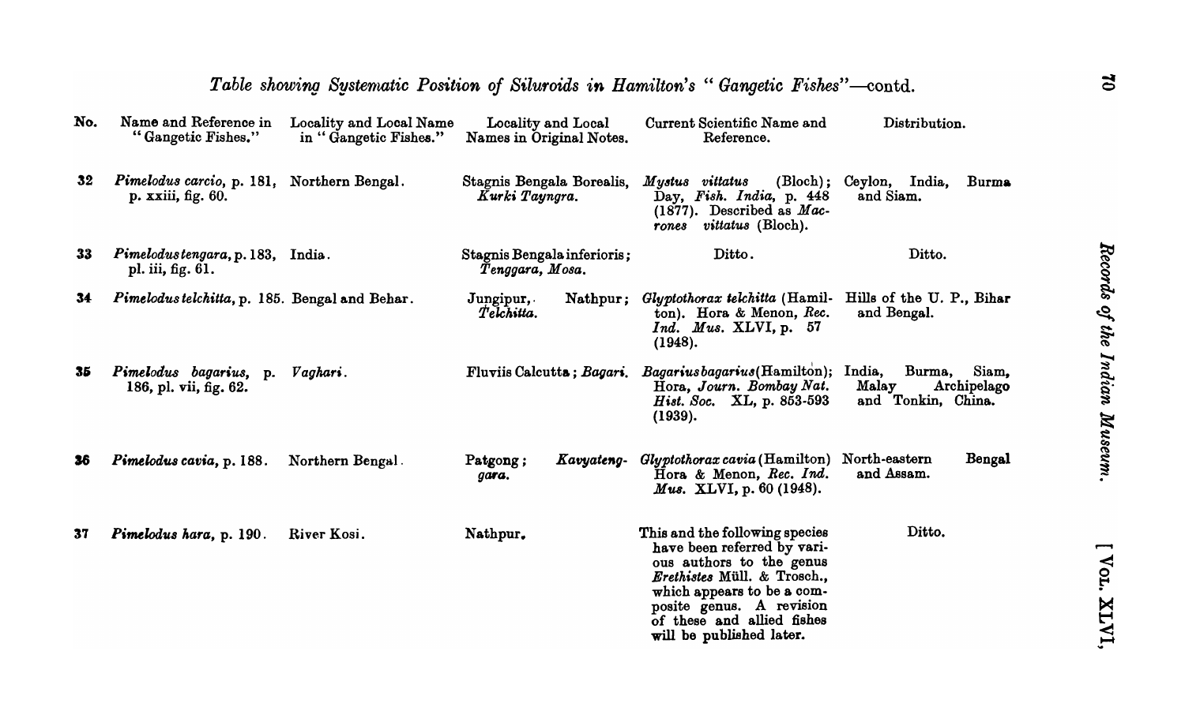## Table showing Systematic Position of Siluroids in Hamilton's "Gangetic Fishes"—contd.

| No. | Name and Reference in "Gangetic Fishes." | Locality and Local Name in "Gangetic Fishes." | Locality and Local Names in Original Notes. | Current Scientific Name and Reference. | Distribution. |
|---|---|---|---|---|---|
| 32 | *Pimelodus carcio*, p. 181, p. xxiii, fig. 60. | Northern Bengal. | Stagnis Bengala Borealis, *Kurki Tayngra.* | *Mystus vittatus* (Bloch); Day, *Fish. India*, p. 448 (1877). Described as *Macrones vittatus* (Bloch). | Ceylon, India, Burma and Siam. |
| 33 | *Pimelodus tengara*, p. 183, pl. iii, fig. 61. | India. | Stagnis Bengala inferioris; *Tenggara, Mosa.* | Ditto. | Ditto. |
| 34 | *Pimelodus telchitta*, p. 185. | Bengal and Behar. | Jungipur, Nathpur; *Telchitta.* | *Glyptothorax telchitta* (Hamilton). Hora & Menon, *Rec. Ind. Mus.* XLVI, p. 57 (1948). | Hills of the U. P., Bihar and Bengal. |
| 35 | *Pimelodus bagarius*, p. 186, pl. vii, fig. 62. | *Vaghari.* | Fluviis Calcutta; *Bagari.* | *Bagarius bagarius* (Hamilton); Hora, *Journ. Bombay Nat. Hist. Soc.* XL, p. 853-593 (1939). | India, Burma, Siam, Malay Archipelago and Tonkin, China. |
| 36 | *Pimelodus cavia*, p. 188. | Northern Bengal. | Patgong; *Kavyatenggara.* | *Glyptothorax cavia* (Hamilton) Hora & Menon, *Rec. Ind. Mus.* XLVI, p. 60 (1948). | North-eastern Bengal and Assam. |
| 37 | *Pimelodus hara*, p. 190. | River Kosi. | Nathpur. | This and the following species have been referred by various authors to the genus *Erethistes* Müll. & Trosch., which appears to be a composite genus. A revision of these and allied fishes will be published later. | Ditto. |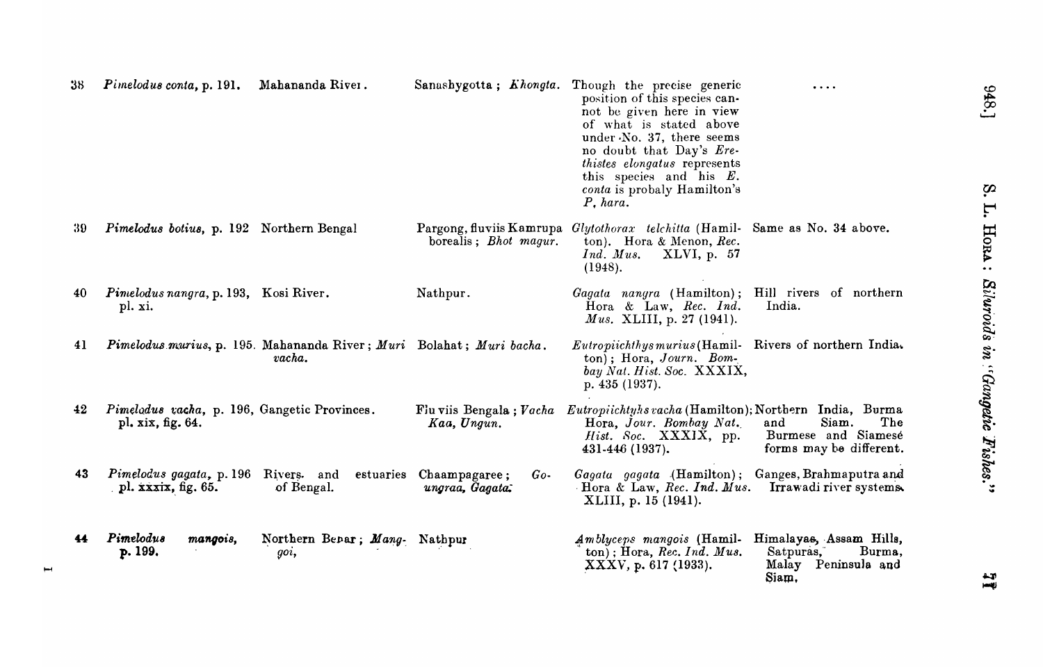| | | | | | |
|---|---|---|---|---|---|
| 38 | *Pimelodus conta*, p. 191. | Mahananda River. | Sanashygotta; *Khongta*. | Though the precise generic position of this species cannot be given here in view of what is stated above under No. 37, there seems no doubt that Day's *Erethistes elongatus* represents this species and his *E. conta* is probaly Hamilton's *P. hara*. | .... |
| 39 | *Pimelodus botius*, p. 192 | Northern Bengal | Pargong, fluviis Kamrupa borealis; *Bhot magur*. | *Glytothorax telchitta* (Hamilton). Hora & Menon, *Rec. Ind. Mus.* XLVI, p. 57 (1948). | Same as No. 34 above. |
| 40 | *Pimelodus nangra*, p. 193, pl. xi. | Kosi River. | Nathpur. | *Gagata nangra* (Hamilton); Hora & Law, *Rec. Ind. Mus.* XLIII, p. 27 (1941). | Hill rivers of northern India. |
| 41 | *Pimelodus murius*, p. 195. | Mahananda River; *Muri vacha*. | Bolahat; *Muri bacha*. | *Eutropiichthys murius* (Hamilton); Hora, *Journ. Bombay Nat. Hist. Soc.* XXXIX, p. 435 (1937). | Rivers of northern India. |
| 42 | *Pimelodus vacha*, p. 196, pl. xix, fig. 64. | Gangetic Provinces. | Fluviis Bengala; *Vacha Kaa, Ungun.* | *Eutropiichtyhs vacha* (Hamilton); Hora, *Jour. Bombay Nat. Hist. Soc.* XXXIX, pp. 431-446 (1937). | Northern India, Burma and Siam. The Burmese and Siamese forms may be different. |
| 43 | *Pimelodus gagata*, p. 196 pl. xxxix, fig. 65. | Rivers and estuaries of Bengal. | Chaampagaree; *Goungraa, Gagata.* | *Gagata gagata* (Hamilton); Hora & Law, *Rec. Ind. Mus.* XLIII, p. 15 (1941). | Ganges, Brahmaputra and Irrawadi river systems. |
| 44 | *Pimelodus mangois*, p. 199. | Northern Berar; *Manggoi*, | Nathpur | *Amblyceps mangois* (Hamilton); Hora, *Rec. Ind. Mus.* XXXV, p. 617 (1933). | Himalayas, Assam Hills, Satpuras, Burma, Malay Peninsula and Siam. |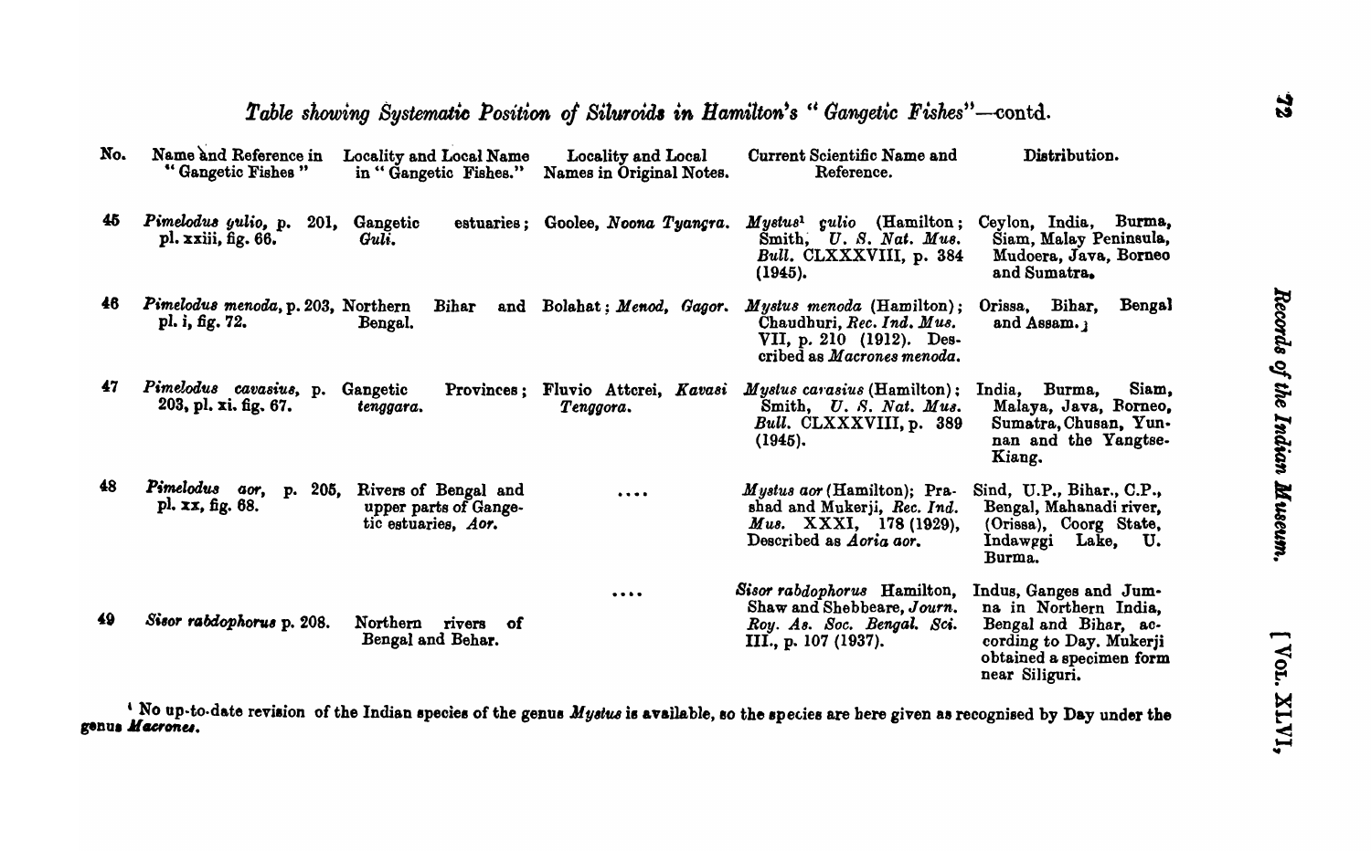*Table showing Systematic Position of Siluroids in Hamilton's "Gangetic Fishes"*—contd.

| No. | Name and Reference in "Gangetic Fishes" | Locality and Local Name in "Gangetic Fishes." | Locality and Local Names in Original Notes. | Current Scientific Name and Reference. | Distribution. |
|---|---|---|---|---|---|
| 45 | *Pimelodus gulio*, p. 201, pl. xxiii, fig. 66. | Gangetic estuaries; *Guli*. | Goolee, *Noona Tyangra*. | *Mystus*[1] *gulio* (Hamilton; Smith, *U. S. Nat. Mus. Bull.* CLXXXVIII, p. 384 (1945). | Ceylon, India, Burma, Siam, Malay Peninsula, Mudoera, Java, Borneo and Sumatra. |
| 46 | *Pimelodus menoda*, p. 203, pl. i, fig. 72. | Northern Bihar and Bengal. | Bolahat; *Menod*, *Gagor*. | *Mystus menoda* (Hamilton); Chaudhuri, *Rec. Ind. Mus.* VII, p. 210 (1912). Described as *Macrones menoda*. | Orissa, Bihar, Bengal and Assam. |
| 47 | *Pimelodus cavasius*, p. 203, pl. xi. fig. 67. | Gangetic Provinces; *tenggara*. | Fluvio Attcrei, *Kavasi Tenggora*. | *Mystus cavasius* (Hamilton); Smith, *U. S. Nat. Mus. Bull.* CLXXXVIII, p. 389 (1945). | India, Burma, Siam, Malaya, Java, Borneo, Sumatra, Chusan, Yunnan and the Yangtse-Kiang. |
| 48 | *Pimelodus aor*, p. 205, pl. xx, fig. 68. | Rivers of Bengal and upper parts of Gangetic estuaries, *Aor*. | .... | *Mystus aor* (Hamilton); Prashad and Mukerji, *Rec. Ind. Mus.* XXXI, 178 (1929), Described as *Aoria aor*. | Sind, U.P., Bihar., C.P., Bengal, Mahanadi river, (Orissa), Coorg State, Indawgyi Lake, U. Burma. |
| 49 | *Sisor rabdophorus* p. 208. | Northern rivers of Bengal and Behar. | .... | *Sisor rabdophorus* Hamilton, Shaw and Shebbeare, *Journ. Roy. As. Soc. Bengal. Sci.* III., p. 107 (1937). | Indus, Ganges and Jumna in Northern India, Bengal and Bihar, according to Day. Mukerji obtained a specimen form near Siliguri. |

[1] No up-to-date revision of the Indian species of the genus *Mystus* is available, so the species are here given as recognised by Day under the genus *Macrones*.